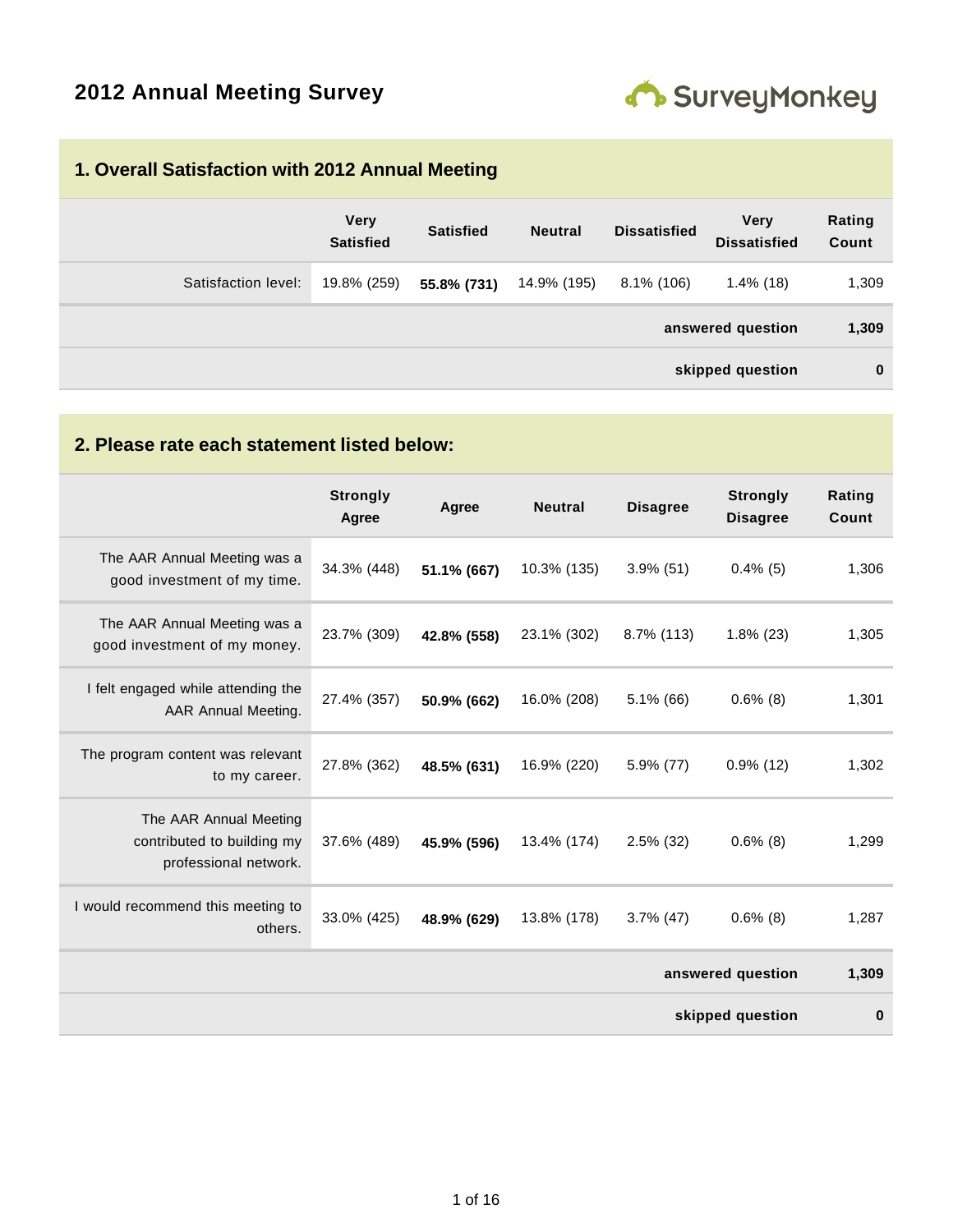# 2012 Annual Meeting Survey

## 1. Overall Satisfaction with 2012 Annual Meeting

| | Very Satisfied | Satisfied | Neutral | Dissatisfied | Very Dissatisfied | Rating Count |
|---|---|---|---|---|---|---|
| Satisfaction level: | 19.8% (259) | **55.8% (731)** | 14.9% (195) | 8.1% (106) | 1.4% (18) | 1,309 |
| | | | | | **answered question** | **1,309** |
| | | | | | **skipped question** | **0** |

## 2. Please rate each statement listed below:

| | Strongly Agree | Agree | Neutral | Disagree | Strongly Disagree | Rating Count |
|---|---|---|---|---|---|---|
| The AAR Annual Meeting was a good investment of my time. | 34.3% (448) | **51.1% (667)** | 10.3% (135) | 3.9% (51) | 0.4% (5) | 1,306 |
| The AAR Annual Meeting was a good investment of my money. | 23.7% (309) | **42.8% (558)** | 23.1% (302) | 8.7% (113) | 1.8% (23) | 1,305 |
| I felt engaged while attending the AAR Annual Meeting. | 27.4% (357) | **50.9% (662)** | 16.0% (208) | 5.1% (66) | 0.6% (8) | 1,301 |
| The program content was relevant to my career. | 27.8% (362) | **48.5% (631)** | 16.9% (220) | 5.9% (77) | 0.9% (12) | 1,302 |
| The AAR Annual Meeting contributed to building my professional network. | 37.6% (489) | **45.9% (596)** | 13.4% (174) | 2.5% (32) | 0.6% (8) | 1,299 |
| I would recommend this meeting to others. | 33.0% (425) | **48.9% (629)** | 13.8% (178) | 3.7% (47) | 0.6% (8) | 1,287 |
| | | | | | **answered question** | **1,309** |
| | | | | | **skipped question** | **0** |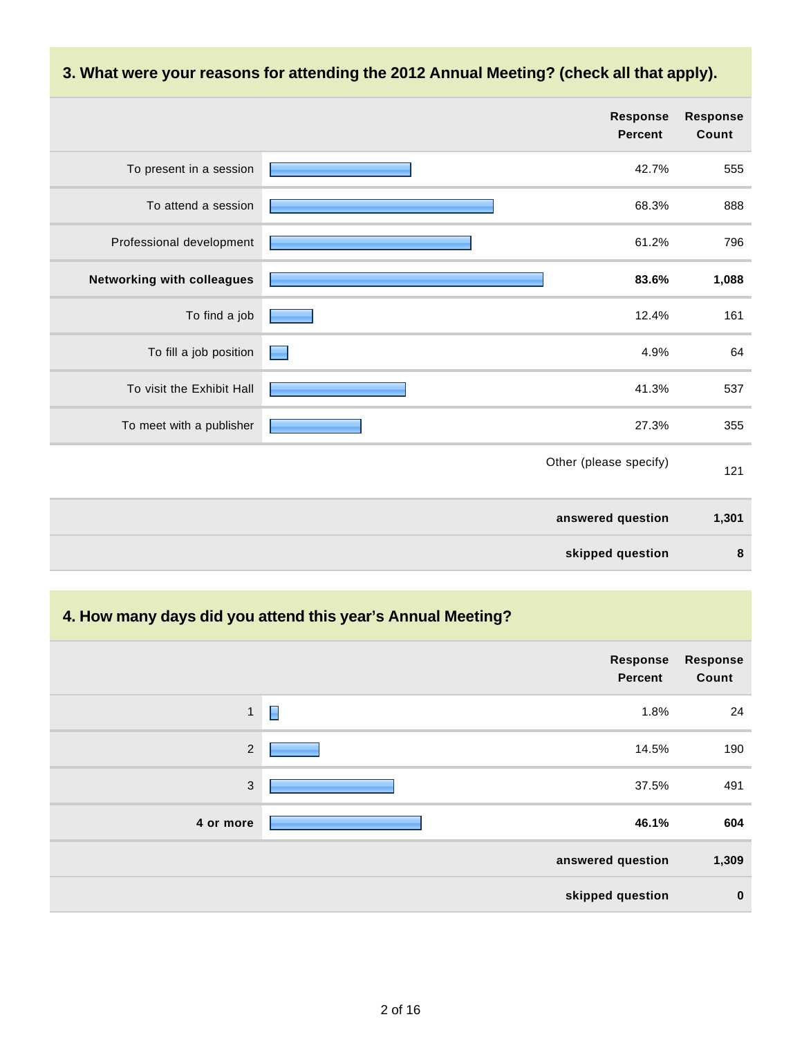## 3. What were your reasons for attending the 2012 Annual Meeting? (check all that apply).

| | Response Percent | Response Count |
|---|---|---|
| To present in a session | 42.7% | 555 |
| To attend a session | 68.3% | 888 |
| Professional development | 61.2% | 796 |
| **Networking with colleagues** | **83.6%** | **1,088** |
| To find a job | 12.4% | 161 |
| To fill a job position | 4.9% | 64 |
| To visit the Exhibit Hall | 41.3% | 537 |
| To meet with a publisher | 27.3% | 355 |
| | Other (please specify) | 121 |
| | **answered question** | **1,301** |
| | **skipped question** | **8** |

## 4. How many days did you attend this year's Annual Meeting?

| | Response Percent | Response Count |
|---|---|---|
| 1 | 1.8% | 24 |
| 2 | 14.5% | 190 |
| 3 | 37.5% | 491 |
| **4 or more** | **46.1%** | **604** |
| | **answered question** | **1,309** |
| | **skipped question** | **0** |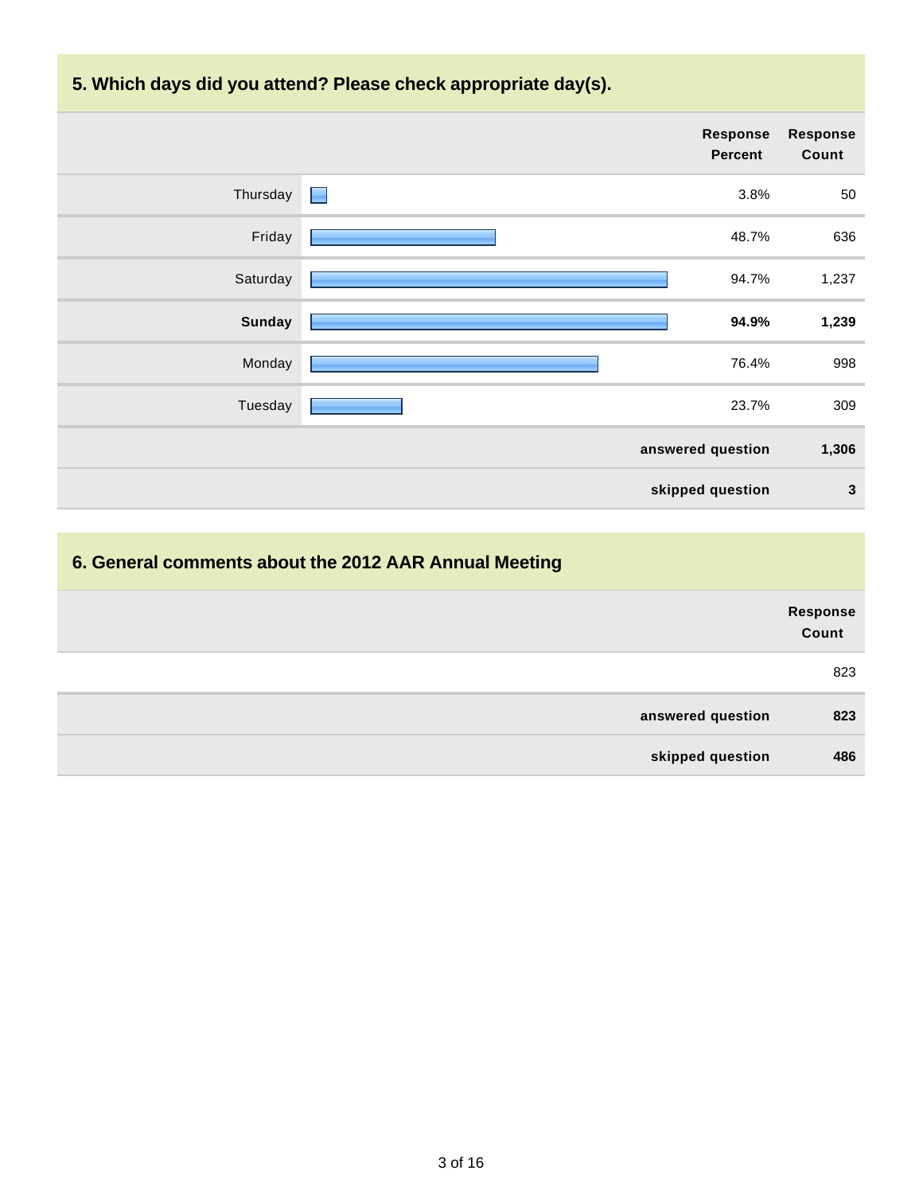## 5. Which days did you attend? Please check appropriate day(s).

| | Response Percent | Response Count |
|---|---|---|
| Thursday | 3.8% | 50 |
| Friday | 48.7% | 636 |
| Saturday | 94.7% | 1,237 |
| **Sunday** | **94.9%** | **1,239** |
| Monday | 76.4% | 998 |
| Tuesday | 23.7% | 309 |
| | **answered question** | **1,306** |
| | **skipped question** | **3** |

## 6. General comments about the 2012 AAR Annual Meeting

| | Response Count |
|---|---|
| | 823 |
| **answered question** | **823** |
| **skipped question** | **486** |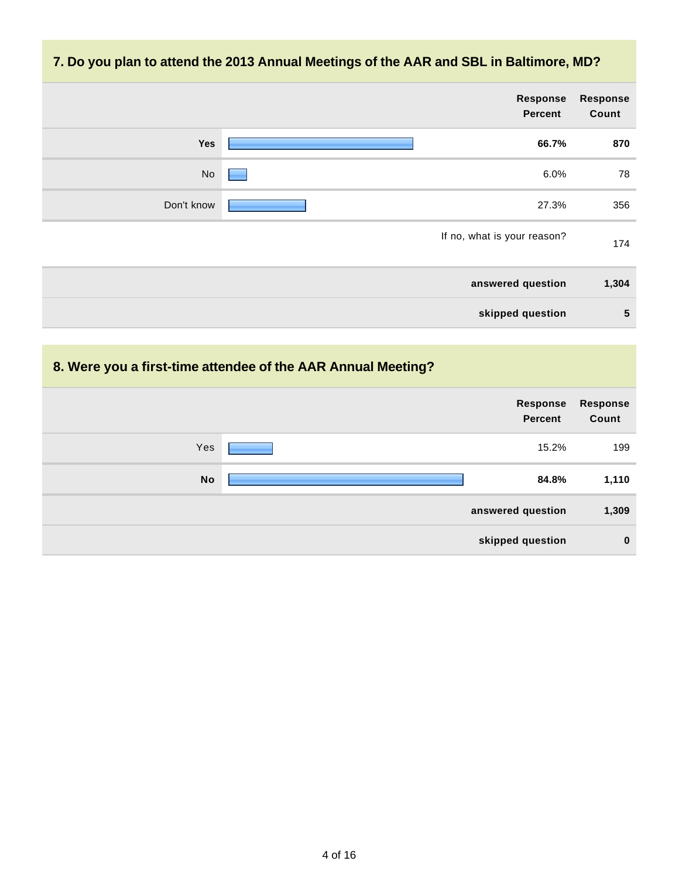## 7. Do you plan to attend the 2013 Annual Meetings of the AAR and SBL in Baltimore, MD?

| | Response Percent | Response Count |
|---|---|---|
| **Yes** | **66.7%** | **870** |
| No | 6.0% | 78 |
| Don't know | 27.3% | 356 |
| | If no, what is your reason? | 174 |
| | **answered question** | **1,304** |
| | **skipped question** | **5** |

## 8. Were you a first-time attendee of the AAR Annual Meeting?

| | Response Percent | Response Count |
|---|---|---|
| Yes | 15.2% | 199 |
| **No** | **84.8%** | **1,110** |
| | **answered question** | **1,309** |
| | **skipped question** | **0** |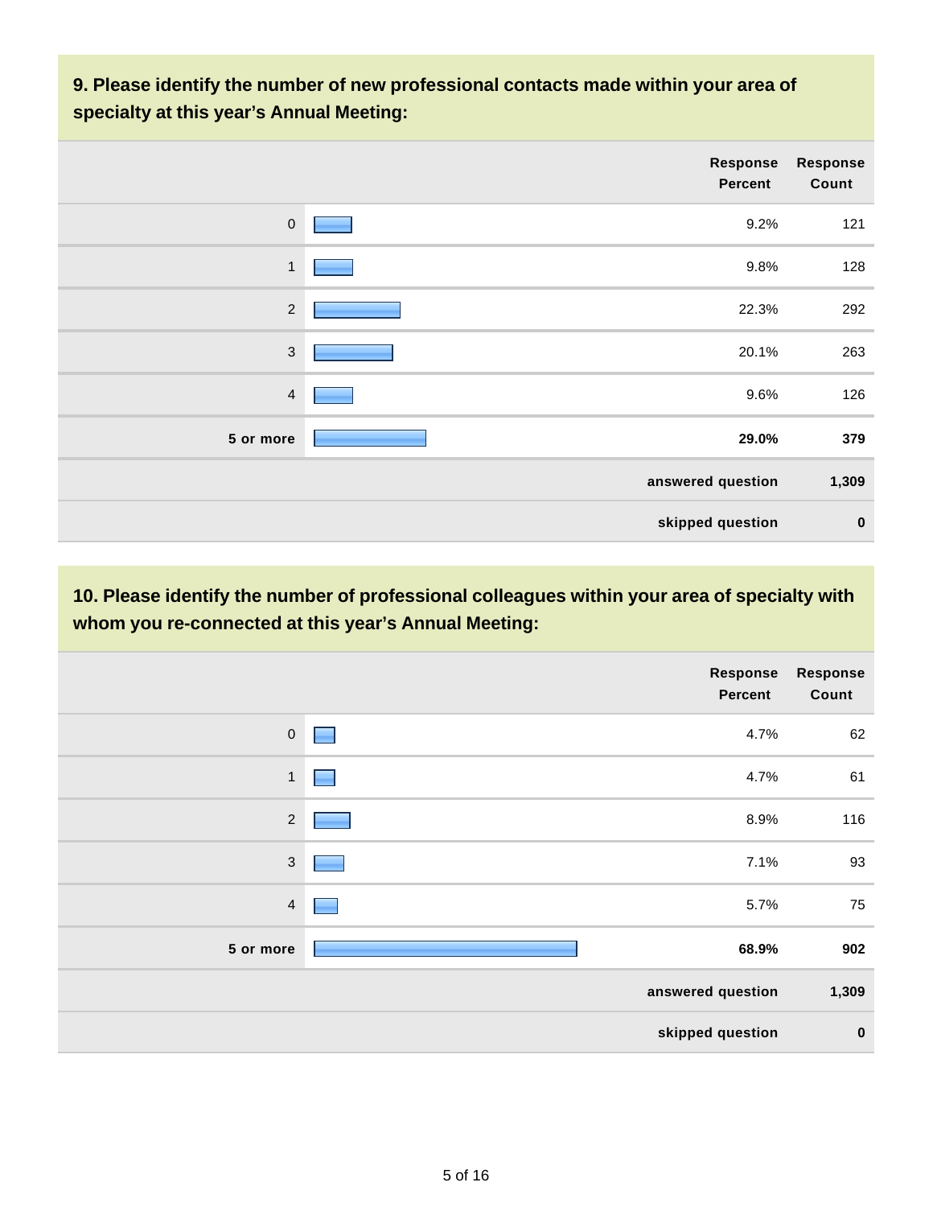### 9. Please identify the number of new professional contacts made within your area of specialty at this year's Annual Meeting:

| | Response Percent | Response Count |
|---|---|---|
| 0 | 9.2% | 121 |
| 1 | 9.8% | 128 |
| 2 | 22.3% | 292 |
| 3 | 20.1% | 263 |
| 4 | 9.6% | 126 |
| **5 or more** | **29.0%** | **379** |
| | **answered question** | **1,309** |
| | **skipped question** | **0** |

### 10. Please identify the number of professional colleagues within your area of specialty with whom you re-connected at this year's Annual Meeting:

| | Response Percent | Response Count |
|---|---|---|
| 0 | 4.7% | 62 |
| 1 | 4.7% | 61 |
| 2 | 8.9% | 116 |
| 3 | 7.1% | 93 |
| 4 | 5.7% | 75 |
| **5 or more** | **68.9%** | **902** |
| | **answered question** | **1,309** |
| | **skipped question** | **0** |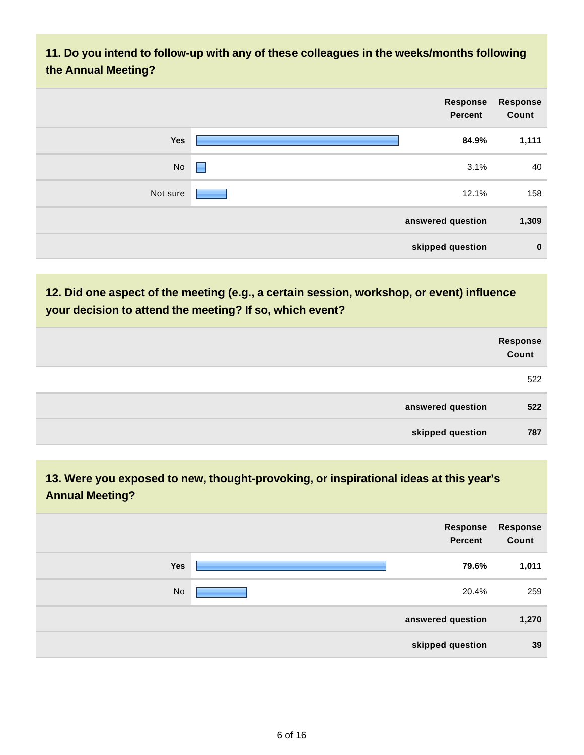## 11. Do you intend to follow-up with any of these colleagues in the weeks/months following the Annual Meeting?

| | Response Percent | Response Count |
|---|---|---|
| **Yes** | **84.9%** | **1,111** |
| No | 3.1% | 40 |
| Not sure | 12.1% | 158 |
| | **answered question** | **1,309** |
| | **skipped question** | **0** |

## 12. Did one aspect of the meeting (e.g., a certain session, workshop, or event) influence your decision to attend the meeting? If so, which event?

| | Response Count |
|---|---|
| | 522 |
| **answered question** | **522** |
| **skipped question** | **787** |

## 13. Were you exposed to new, thought-provoking, or inspirational ideas at this year's Annual Meeting?

| | Response Percent | Response Count |
|---|---|---|
| **Yes** | **79.6%** | **1,011** |
| No | 20.4% | 259 |
| | **answered question** | **1,270** |
| | **skipped question** | **39** |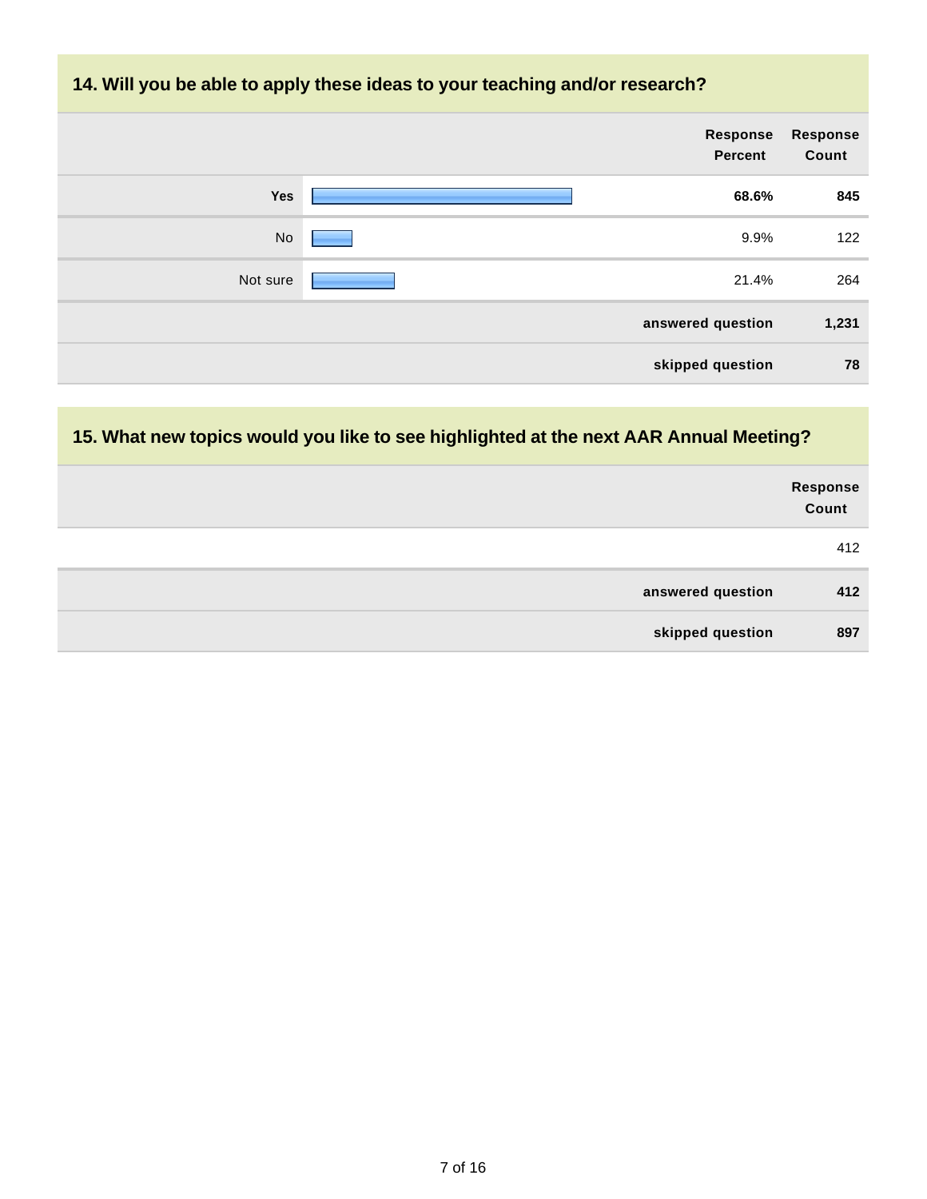## 14. Will you be able to apply these ideas to your teaching and/or research?

| | Response Percent | Response Count |
|---|---|---|
| **Yes** | **68.6%** | **845** |
| No | 9.9% | 122 |
| Not sure | 21.4% | 264 |
| | **answered question** | **1,231** |
| | **skipped question** | **78** |

## 15. What new topics would you like to see highlighted at the next AAR Annual Meeting?

| | Response Count |
|---|---|
| | 412 |
| **answered question** | **412** |
| **skipped question** | **897** |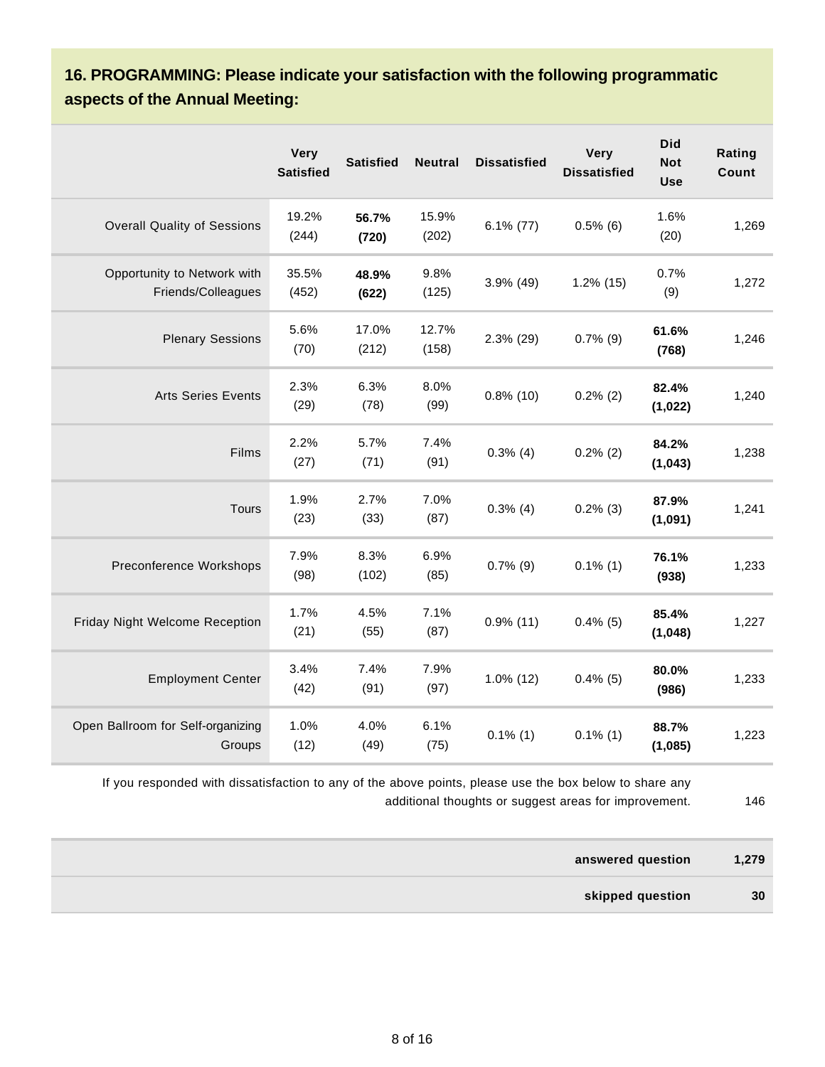## 16. PROGRAMMING: Please indicate your satisfaction with the following programmatic aspects of the Annual Meeting:

| | Very Satisfied | Satisfied | Neutral | Dissatisfied | Very Dissatisfied | Did Not Use | Rating Count |
|---|---|---|---|---|---|---|---|
| Overall Quality of Sessions | 19.2% (244) | **56.7% (720)** | 15.9% (202) | 6.1% (77) | 0.5% (6) | 1.6% (20) | 1,269 |
| Opportunity to Network with Friends/Colleagues | 35.5% (452) | **48.9% (622)** | 9.8% (125) | 3.9% (49) | 1.2% (15) | 0.7% (9) | 1,272 |
| Plenary Sessions | 5.6% (70) | 17.0% (212) | 12.7% (158) | 2.3% (29) | 0.7% (9) | **61.6% (768)** | 1,246 |
| Arts Series Events | 2.3% (29) | 6.3% (78) | 8.0% (99) | 0.8% (10) | 0.2% (2) | **82.4% (1,022)** | 1,240 |
| Films | 2.2% (27) | 5.7% (71) | 7.4% (91) | 0.3% (4) | 0.2% (2) | **84.2% (1,043)** | 1,238 |
| Tours | 1.9% (23) | 2.7% (33) | 7.0% (87) | 0.3% (4) | 0.2% (3) | **87.9% (1,091)** | 1,241 |
| Preconference Workshops | 7.9% (98) | 8.3% (102) | 6.9% (85) | 0.7% (9) | 0.1% (1) | **76.1% (938)** | 1,233 |
| Friday Night Welcome Reception | 1.7% (21) | 4.5% (55) | 7.1% (87) | 0.9% (11) | 0.4% (5) | **85.4% (1,048)** | 1,227 |
| Employment Center | 3.4% (42) | 7.4% (91) | 7.9% (97) | 1.0% (12) | 0.4% (5) | **80.0% (986)** | 1,233 |
| Open Ballroom for Self-organizing Groups | 1.0% (12) | 4.0% (49) | 6.1% (75) | 0.1% (1) | 0.1% (1) | **88.7% (1,085)** | 1,223 |

If you responded with dissatisfaction to any of the above points, please use the box below to share any additional thoughts or suggest areas for improvement. 146

| | |
|---|---|
| **answered question** | **1,279** |
| **skipped question** | **30** |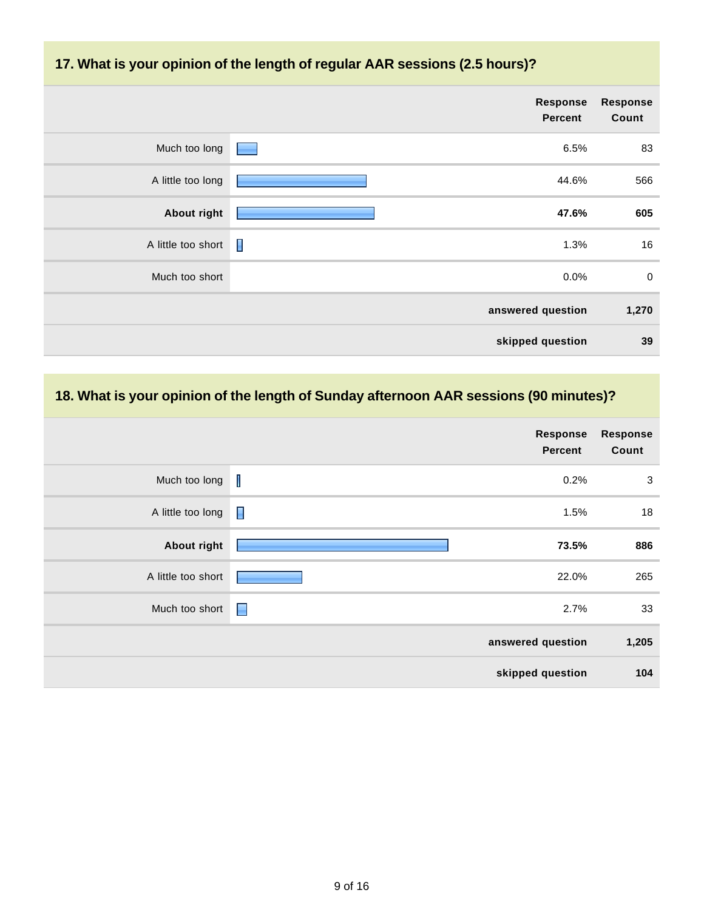## 17. What is your opinion of the length of regular AAR sessions (2.5 hours)?

| | Response Percent | Response Count |
|---|---|---|
| Much too long | 6.5% | 83 |
| A little too long | 44.6% | 566 |
| **About right** | **47.6%** | **605** |
| A little too short | 1.3% | 16 |
| Much too short | 0.0% | 0 |
| | **answered question** | **1,270** |
| | **skipped question** | **39** |

## 18. What is your opinion of the length of Sunday afternoon AAR sessions (90 minutes)?

| | Response Percent | Response Count |
|---|---|---|
| Much too long | 0.2% | 3 |
| A little too long | 1.5% | 18 |
| **About right** | **73.5%** | **886** |
| A little too short | 22.0% | 265 |
| Much too short | 2.7% | 33 |
| | **answered question** | **1,205** |
| | **skipped question** | **104** |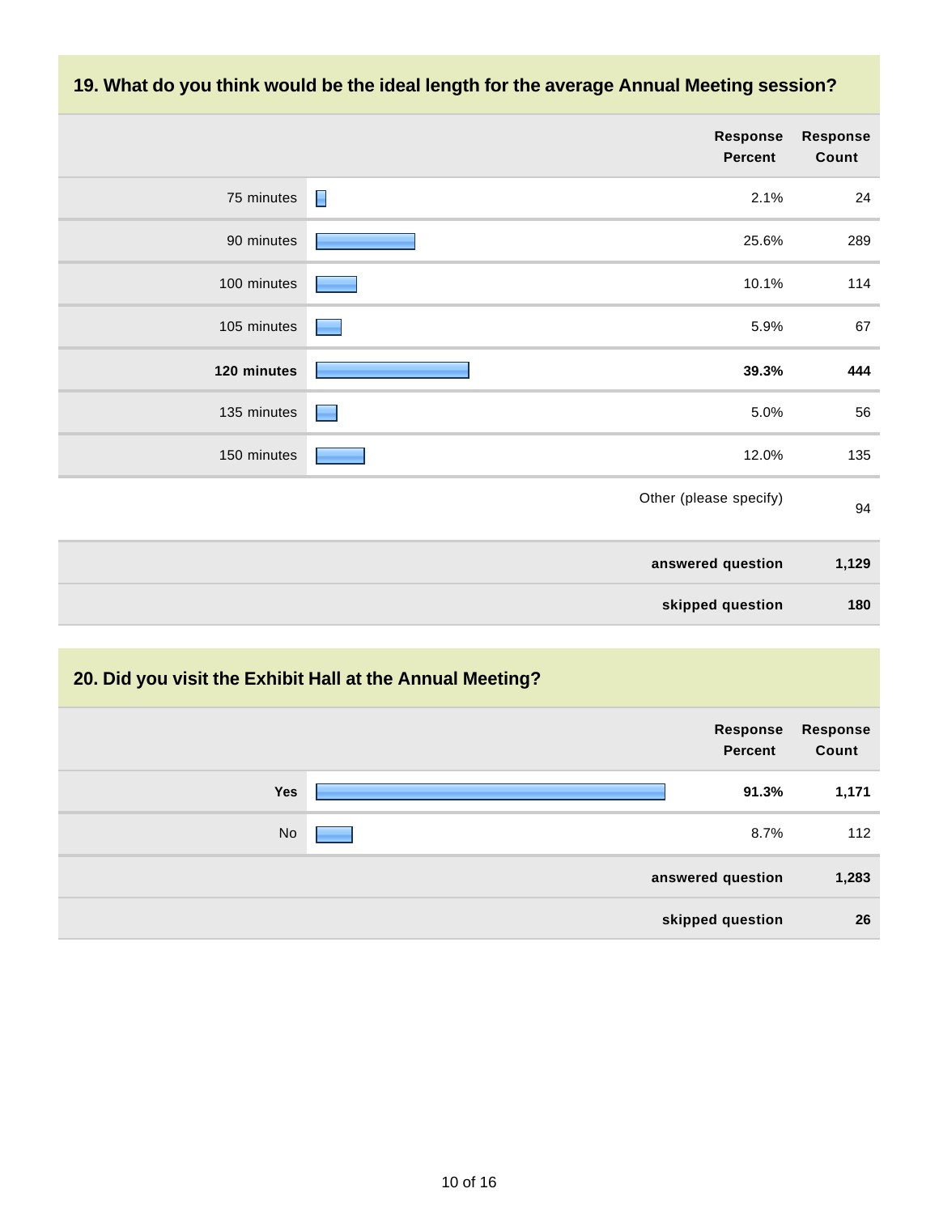## 19. What do you think would be the ideal length for the average Annual Meeting session?

| | Response Percent | Response Count |
|---|---|---|
| 75 minutes | 2.1% | 24 |
| 90 minutes | 25.6% | 289 |
| 100 minutes | 10.1% | 114 |
| 105 minutes | 5.9% | 67 |
| **120 minutes** | **39.3%** | **444** |
| 135 minutes | 5.0% | 56 |
| 150 minutes | 12.0% | 135 |
| | Other (please specify) | 94 |
| | **answered question** | **1,129** |
| | **skipped question** | **180** |

## 20. Did you visit the Exhibit Hall at the Annual Meeting?

| | Response Percent | Response Count |
|---|---|---|
| **Yes** | **91.3%** | **1,171** |
| No | 8.7% | 112 |
| | **answered question** | **1,283** |
| | **skipped question** | **26** |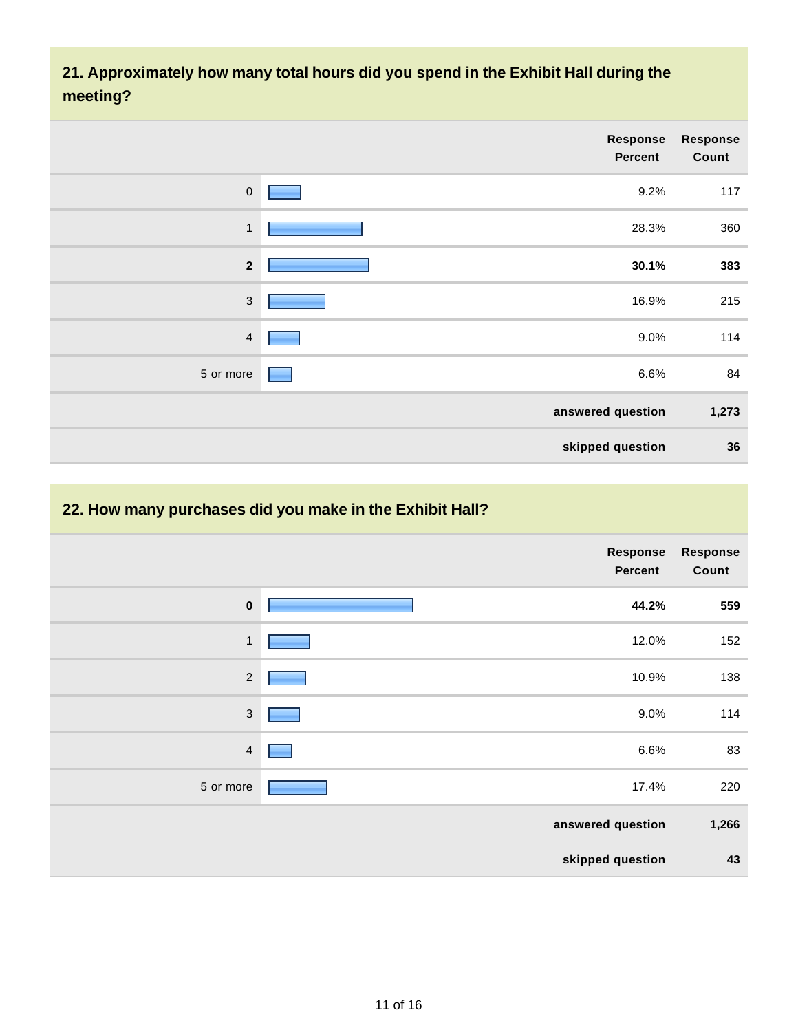## 21. Approximately how many total hours did you spend in the Exhibit Hall during the meeting?

| | Response Percent | Response Count |
|---|---|---|
| 0 | 9.2% | 117 |
| 1 | 28.3% | 360 |
| **2** | **30.1%** | **383** |
| 3 | 16.9% | 215 |
| 4 | 9.0% | 114 |
| 5 or more | 6.6% | 84 |
| | **answered question** | **1,273** |
| | **skipped question** | **36** |

## 22. How many purchases did you make in the Exhibit Hall?

| | Response Percent | Response Count |
|---|---|---|
| **0** | **44.2%** | **559** |
| 1 | 12.0% | 152 |
| 2 | 10.9% | 138 |
| 3 | 9.0% | 114 |
| 4 | 6.6% | 83 |
| 5 or more | 17.4% | 220 |
| | **answered question** | **1,266** |
| | **skipped question** | **43** |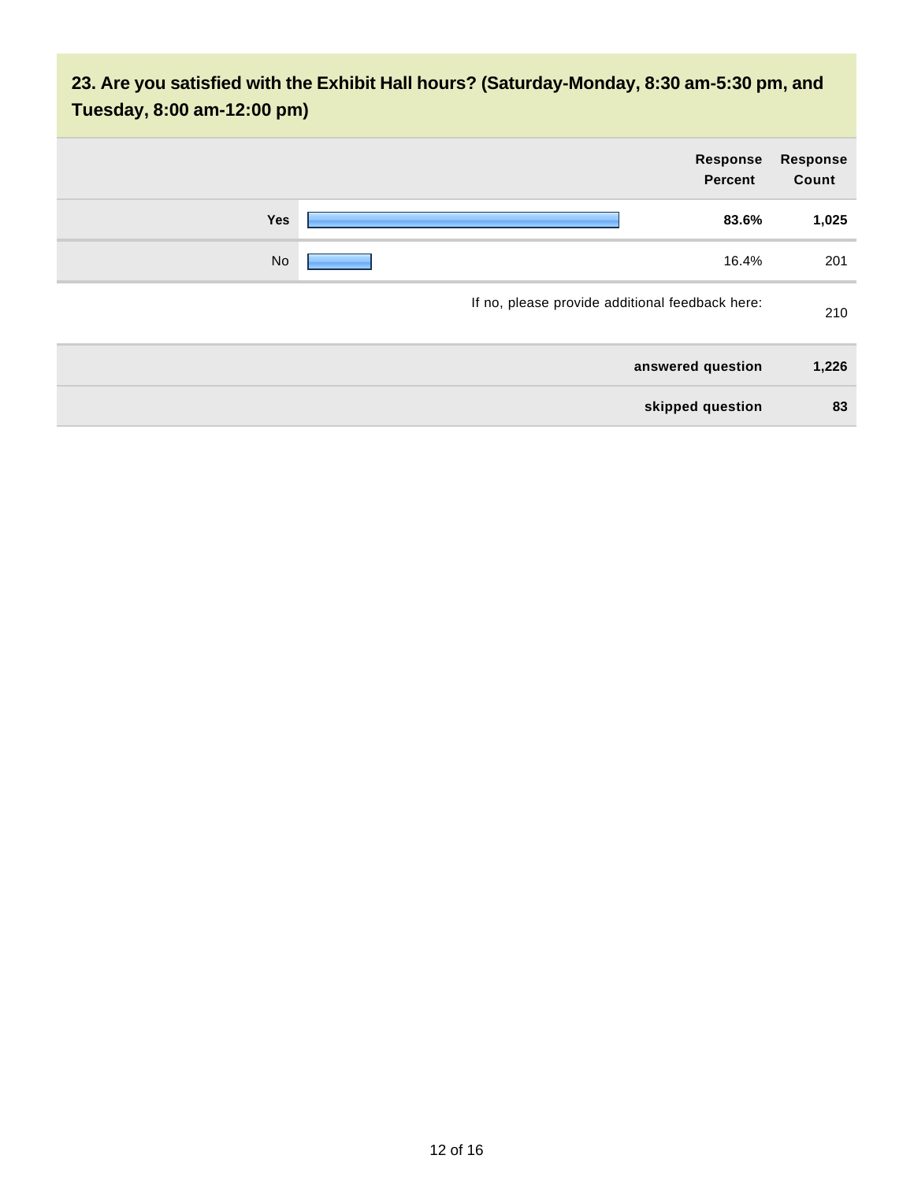## 23. Are you satisfied with the Exhibit Hall hours? (Saturday-Monday, 8:30 am-5:30 pm, and Tuesday, 8:00 am-12:00 pm)

| | Response Percent | Response Count |
|---|---|---|
| **Yes** | **83.6%** | **1,025** |
| No | 16.4% | 201 |
| If no, please provide additional feedback here: | | 210 |
| **answered question** | | **1,226** |
| **skipped question** | | **83** |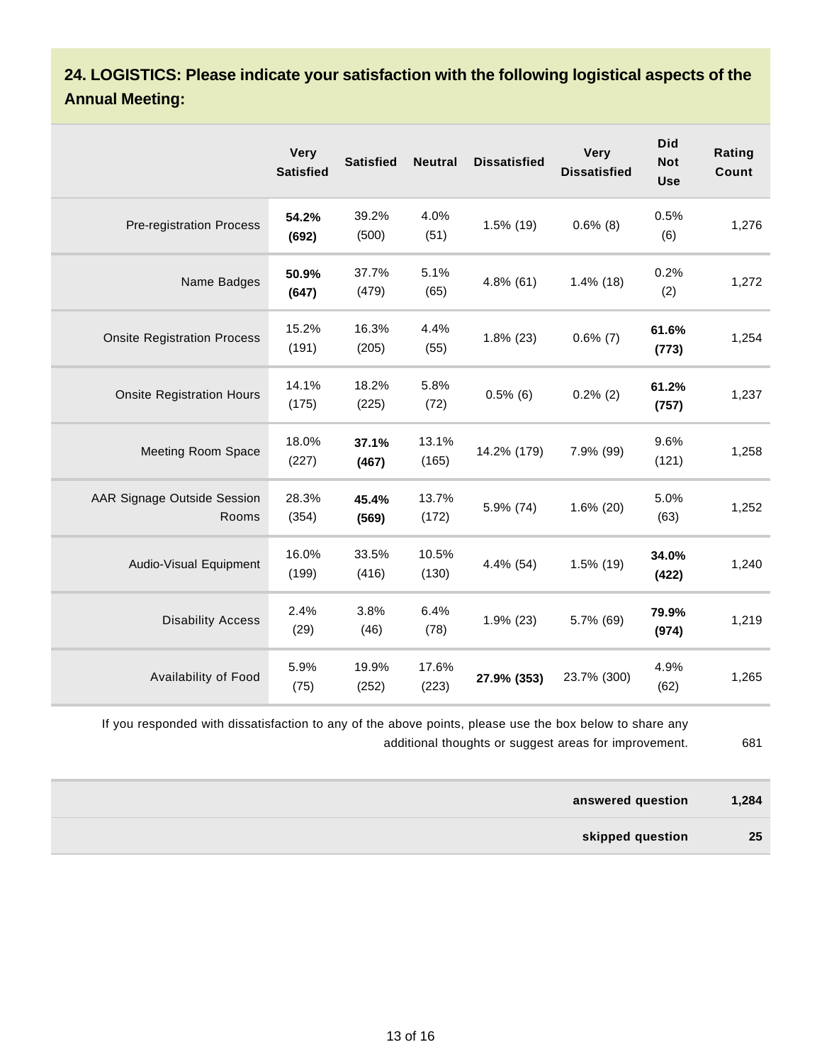## 24. LOGISTICS: Please indicate your satisfaction with the following logistical aspects of the Annual Meeting:

| | Very Satisfied | Satisfied | Neutral | Dissatisfied | Very Dissatisfied | Did Not Use | Rating Count |
|---|---|---|---|---|---|---|---|
| Pre-registration Process | **54.2% (692)** | 39.2% (500) | 4.0% (51) | 1.5% (19) | 0.6% (8) | 0.5% (6) | 1,276 |
| Name Badges | **50.9% (647)** | 37.7% (479) | 5.1% (65) | 4.8% (61) | 1.4% (18) | 0.2% (2) | 1,272 |
| Onsite Registration Process | 15.2% (191) | 16.3% (205) | 4.4% (55) | 1.8% (23) | 0.6% (7) | **61.6% (773)** | 1,254 |
| Onsite Registration Hours | 14.1% (175) | 18.2% (225) | 5.8% (72) | 0.5% (6) | 0.2% (2) | **61.2% (757)** | 1,237 |
| Meeting Room Space | 18.0% (227) | **37.1% (467)** | 13.1% (165) | 14.2% (179) | 7.9% (99) | 9.6% (121) | 1,258 |
| AAR Signage Outside Session Rooms | 28.3% (354) | **45.4% (569)** | 13.7% (172) | 5.9% (74) | 1.6% (20) | 5.0% (63) | 1,252 |
| Audio-Visual Equipment | 16.0% (199) | 33.5% (416) | 10.5% (130) | 4.4% (54) | 1.5% (19) | **34.0% (422)** | 1,240 |
| Disability Access | 2.4% (29) | 3.8% (46) | 6.4% (78) | 1.9% (23) | 5.7% (69) | **79.9% (974)** | 1,219 |
| Availability of Food | 5.9% (75) | 19.9% (252) | 17.6% (223) | **27.9% (353)** | 23.7% (300) | 4.9% (62) | 1,265 |

If you responded with dissatisfaction to any of the above points, please use the box below to share any additional thoughts or suggest areas for improvement. 681

| | |
|---|---|
| **answered question** | **1,284** |
| **skipped question** | **25** |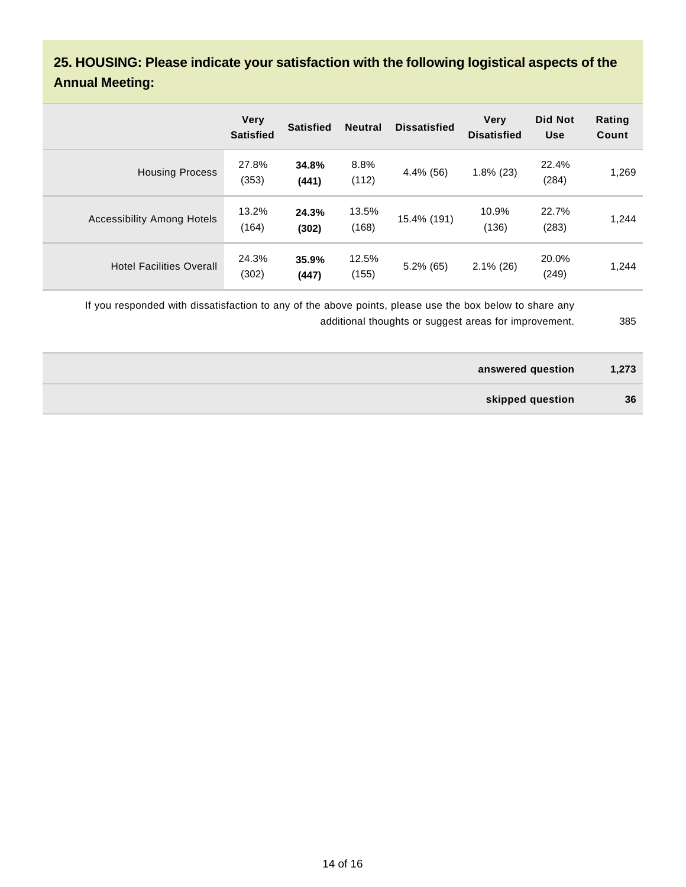## 25. HOUSING: Please indicate your satisfaction with the following logistical aspects of the Annual Meeting:

| | Very Satisfied | Satisfied | Neutral | Dissatisfied | Very Disatisfied | Did Not Use | Rating Count |
|---|---|---|---|---|---|---|---|
| Housing Process | 27.8% (353) | **34.8% (441)** | 8.8% (112) | 4.4% (56) | 1.8% (23) | 22.4% (284) | 1,269 |
| Accessibility Among Hotels | 13.2% (164) | **24.3% (302)** | 13.5% (168) | 15.4% (191) | 10.9% (136) | 22.7% (283) | 1,244 |
| Hotel Facilities Overall | 24.3% (302) | **35.9% (447)** | 12.5% (155) | 5.2% (65) | 2.1% (26) | 20.0% (249) | 1,244 |

| | |
|---|---|
| If you responded with dissatisfaction to any of the above points, please use the box below to share any additional thoughts or suggest areas for improvement. | 385 |
| **answered question** | **1,273** |
| **skipped question** | **36** |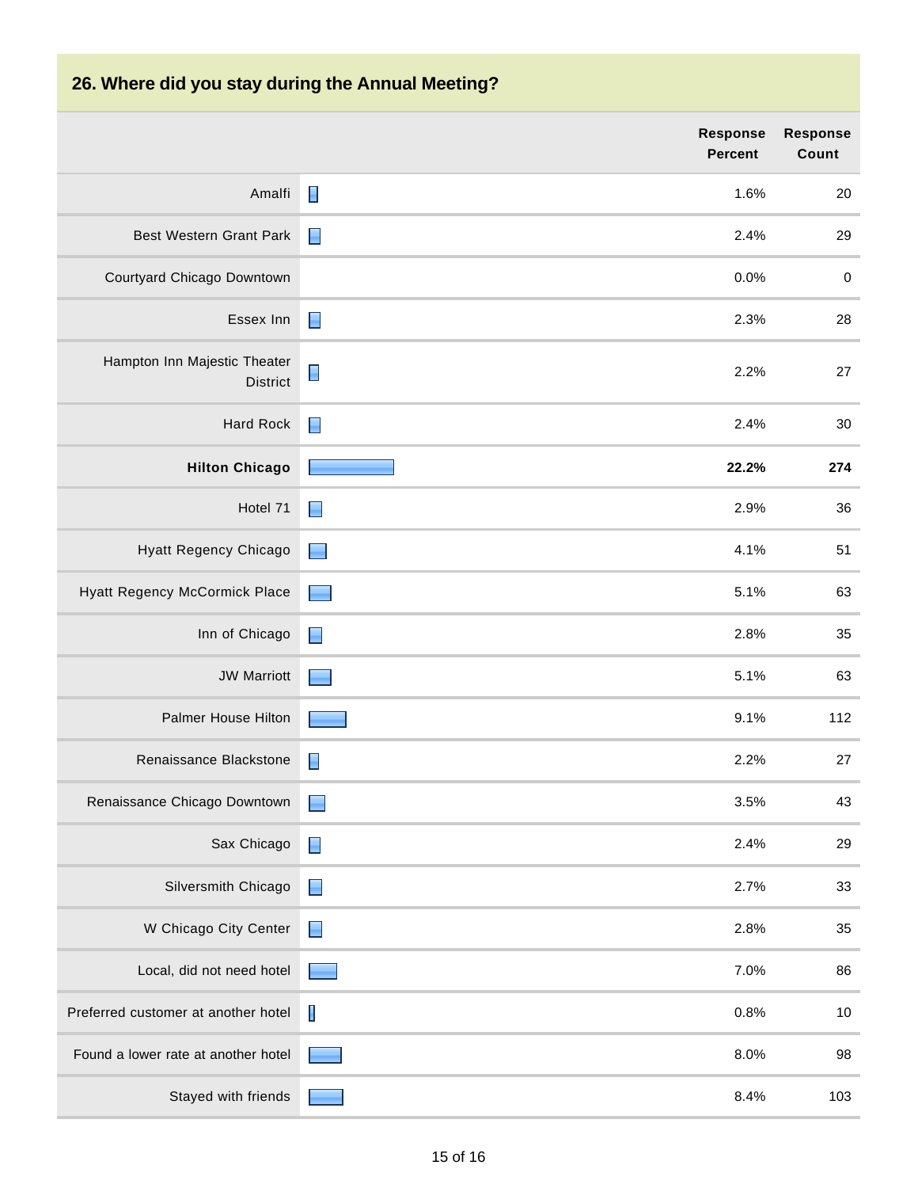## 26. Where did you stay during the Annual Meeting?

| | Response Percent | Response Count |
|---|---|---|
| Amalfi | 1.6% | 20 |
| Best Western Grant Park | 2.4% | 29 |
| Courtyard Chicago Downtown | 0.0% | 0 |
| Essex Inn | 2.3% | 28 |
| Hampton Inn Majestic Theater District | 2.2% | 27 |
| Hard Rock | 2.4% | 30 |
| **Hilton Chicago** | **22.2%** | **274** |
| Hotel 71 | 2.9% | 36 |
| Hyatt Regency Chicago | 4.1% | 51 |
| Hyatt Regency McCormick Place | 5.1% | 63 |
| Inn of Chicago | 2.8% | 35 |
| JW Marriott | 5.1% | 63 |
| Palmer House Hilton | 9.1% | 112 |
| Renaissance Blackstone | 2.2% | 27 |
| Renaissance Chicago Downtown | 3.5% | 43 |
| Sax Chicago | 2.4% | 29 |
| Silversmith Chicago | 2.7% | 33 |
| W Chicago City Center | 2.8% | 35 |
| Local, did not need hotel | 7.0% | 86 |
| Preferred customer at another hotel | 0.8% | 10 |
| Found a lower rate at another hotel | 8.0% | 98 |
| Stayed with friends | 8.4% | 103 |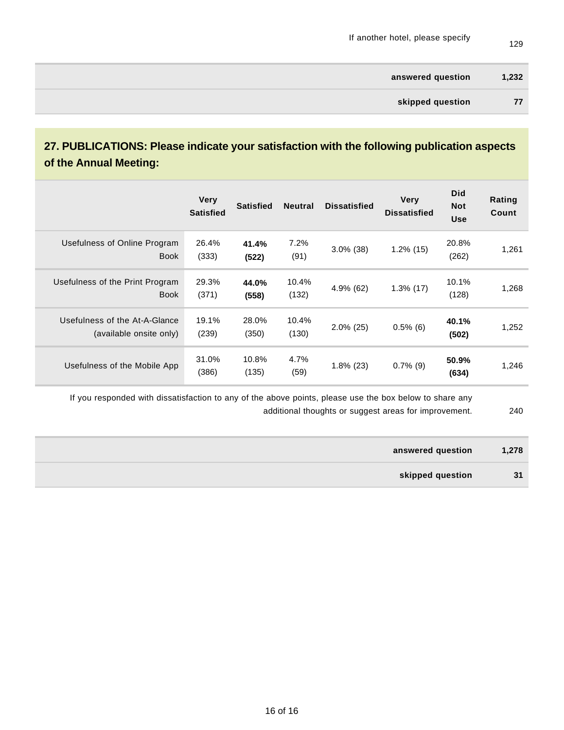| | |
|---|---|
| If another hotel, please specify | 129 |
| **answered question** | **1,232** |
| **skipped question** | **77** |

## 27. PUBLICATIONS: Please indicate your satisfaction with the following publication aspects of the Annual Meeting:

| | Very Satisfied | Satisfied | Neutral | Dissatisfied | Very Dissatisfied | Did Not Use | Rating Count |
|---|---|---|---|---|---|---|---|
| Usefulness of Online Program Book | 26.4% (333) | **41.4% (522)** | 7.2% (91) | 3.0% (38) | 1.2% (15) | 20.8% (262) | 1,261 |
| Usefulness of the Print Program Book | 29.3% (371) | **44.0% (558)** | 10.4% (132) | 4.9% (62) | 1.3% (17) | 10.1% (128) | 1,268 |
| Usefulness of the At-A-Glance (available onsite only) | 19.1% (239) | 28.0% (350) | 10.4% (130) | 2.0% (25) | 0.5% (6) | **40.1% (502)** | 1,252 |
| Usefulness of the Mobile App | 31.0% (386) | 10.8% (135) | 4.7% (59) | 1.8% (23) | 0.7% (9) | **50.9% (634)** | 1,246 |

| | |
|---|---|
| If you responded with dissatisfaction to any of the above points, please use the box below to share any additional thoughts or suggest areas for improvement. | 240 |
| **answered question** | **1,278** |
| **skipped question** | **31** |